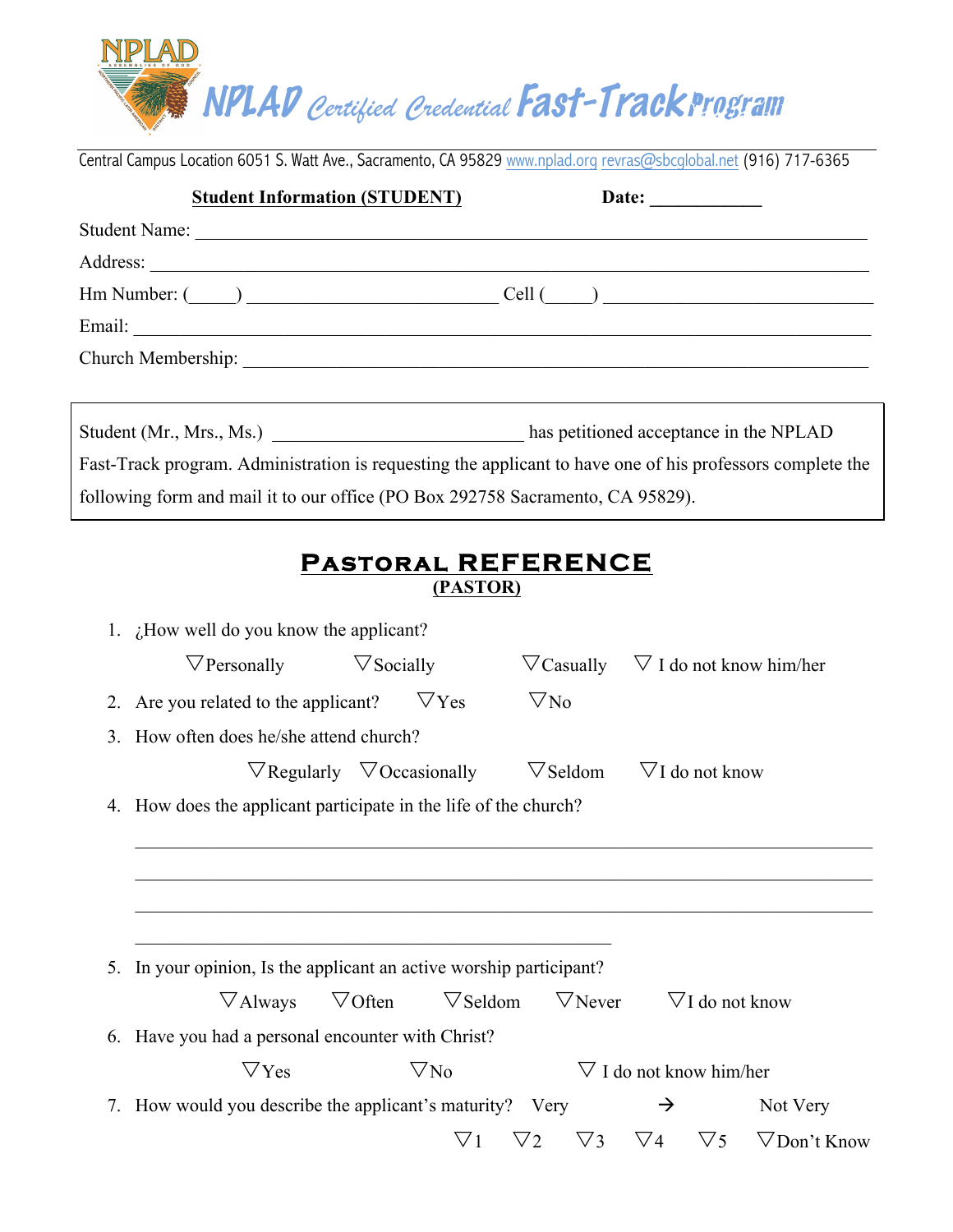# NPLAD Certified Credential Fast-Track Program

Central Campus Location 6051 S. Watt Ave., Sacramento, CA 95829 www.nplad.org revras@sbcglobal.net (916) 717-6365

**Student Information (STUDENT)** **Date: ___________**

Student Name: ______________________________________________________________

Address: __________________________________________________________________

Hm Number: (_____) ___________________________ Cell (_____) ___________________________

Email: ____________________________________________________________________

Church Membership: _________________________________________________________

Student (Mr., Mrs., Ms.) ___________________________ has petitioned acceptance in the NPLAD Fast-Track program. Administration is requesting the applicant to have one of his professors complete the following form and mail it to our office (PO Box 292758 Sacramento, CA 95829).

## Pastoral REFERENCE

**(PASTOR)**

1. ¿How well do you know the applicant?

   ▽Personally ▽Socially ▽Casually ▽ I do not know him/her

2. Are you related to the applicant? ▽Yes ▽No

3. How often does he/she attend church?

   ▽Regularly ▽Occasionally ▽Seldom ▽I do not know

4. How does the applicant participate in the life of the church?

   ______________________________________________________________________

   ______________________________________________________________________

   ______________________________________________________________________

   ______________________________________________

5. In your opinion, Is the applicant an active worship participant?

   ▽Always ▽Often ▽Seldom ▽Never ▽I do not know

6. Have you had a personal encounter with Christ?

   ▽Yes ▽No ▽ I do not know him/her

7. How would you describe the applicant's maturity? Very → Not Very

   ▽1 ▽2 ▽3 ▽4 ▽5 ▽Don't Know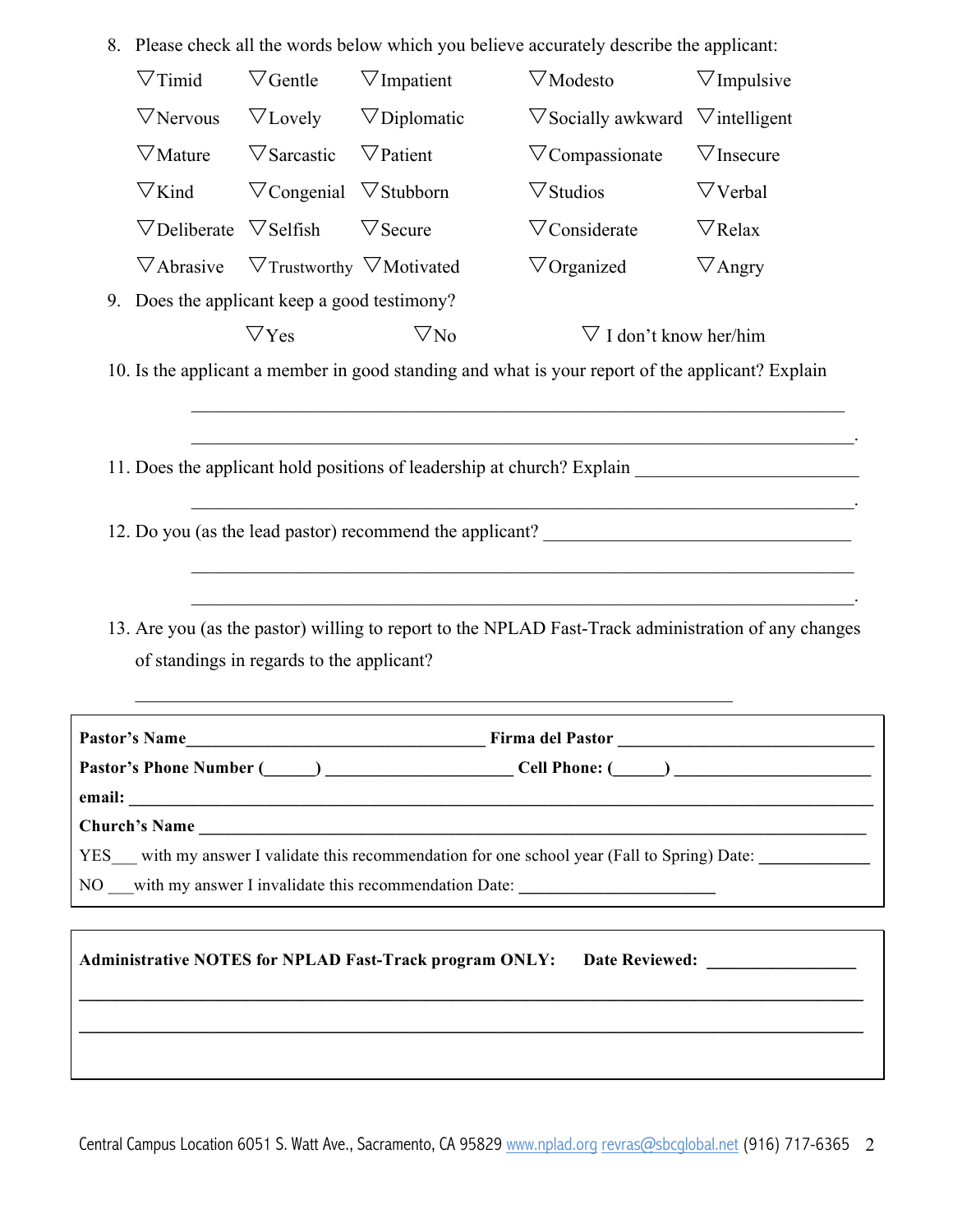8. Please check all the words below which you believe accurately describe the applicant:

| | | | | |
|---|---|---|---|---|
| ▽Timid | ▽Gentle | ▽Impatient | ▽Modesto | ▽Impulsive |
| ▽Nervous | ▽Lovely | ▽Diplomatic | ▽Socially awkward | ▽intelligent |
| ▽Mature | ▽Sarcastic | ▽Patient | ▽Compassionate | ▽Insecure |
| ▽Kind | ▽Congenial | ▽Stubborn | ▽Studios | ▽Verbal |
| ▽Deliberate | ▽Selfish | ▽Secure | ▽Considerate | ▽Relax |
| ▽Abrasive | ▽Trustworthy | ▽Motivated | ▽Organized | ▽Angry |

9. Does the applicant keep a good testimony?

   ▽Yes ▽No ▽ I don't know her/him

10. Is the applicant a member in good standing and what is your report of the applicant? Explain

    ______________________________________________________________________

    ______________________________________________________________________.

11. Does the applicant hold positions of leadership at church? Explain ________________________

    ______________________________________________________________________.

12. Do you (as the lead pastor) recommend the applicant? ________________________________

    ______________________________________________________________________

    ______________________________________________________________________.

13. Are you (as the pastor) willing to report to the NPLAD Fast-Track administration of any changes of standings in regards to the applicant?

    ______________________________________________________________

**Pastor's Name**__________________________________ **Firma del Pastor** ____________________________

**Pastor's Phone Number (\_\_\_\_\_\_)** ____________________ **Cell Phone: (\_\_\_\_\_\_)** ______________________

**email:** ______________________________________________________________________________

**Church's Name** ________________________________________________________________________

YES___ with my answer I validate this recommendation for one school year (Fall to Spring) Date: ____________

NO ___with my answer I invalidate this recommendation Date: ______________________

**Administrative NOTES for NPLAD Fast-Track program ONLY:** **Date Reviewed:** ________________

______________________________________________________________________________________

______________________________________________________________________________________

Central Campus Location 6051 S. Watt Ave., Sacramento, CA 95829 www.nplad.org revras@sbcglobal.net (916) 717-6365